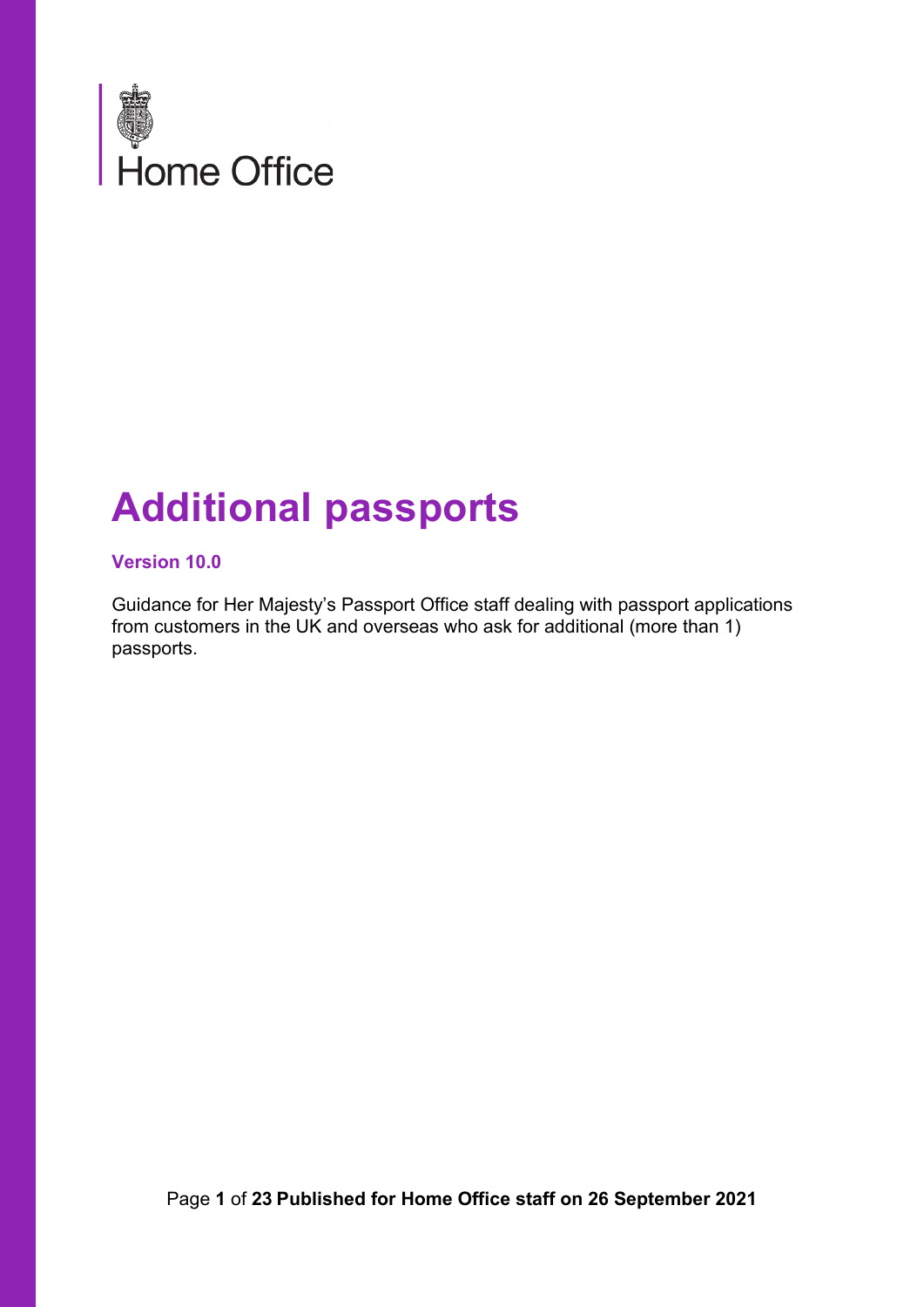Home Office

# Additional passports

**Version 10.0**

Guidance for Her Majesty's Passport Office staff dealing with passport applications from customers in the UK and overseas who ask for additional (more than 1) passports.

**Published for Home Office staff on 26 September 2021**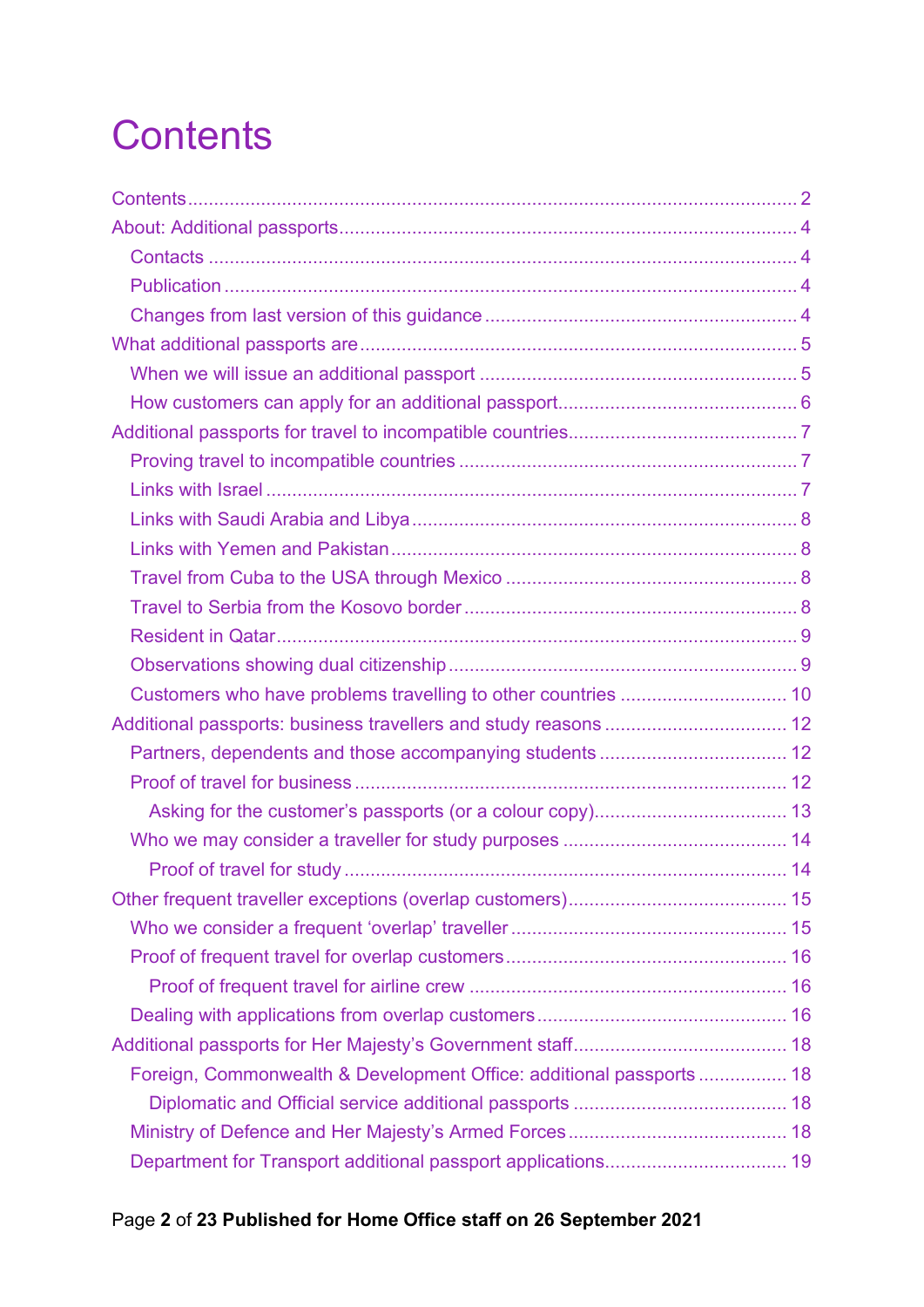# Contents

Contents ..... 2

About: Additional passports ..... 4

- Contacts ..... 4
- Publication ..... 4
- Changes from last version of this guidance ..... 4

What additional passports are ..... 5

- When we will issue an additional passport ..... 5
- How customers can apply for an additional passport ..... 6

Additional passports for travel to incompatible countries ..... 7

- Proving travel to incompatible countries ..... 7
- Links with Israel ..... 7
- Links with Saudi Arabia and Libya ..... 8
- Links with Yemen and Pakistan ..... 8
- Travel from Cuba to the USA through Mexico ..... 8
- Travel to Serbia from the Kosovo border ..... 8
- Resident in Qatar ..... 9
- Observations showing dual citizenship ..... 9
- Customers who have problems travelling to other countries ..... 10

Additional passports: business travellers and study reasons ..... 12

- Partners, dependents and those accompanying students ..... 12
- Proof of travel for business ..... 12
  - Asking for the customer's passports (or a colour copy) ..... 13
- Who we may consider a traveller for study purposes ..... 14
  - Proof of travel for study ..... 14

Other frequent traveller exceptions (overlap customers) ..... 15

- Who we consider a frequent 'overlap' traveller ..... 15
- Proof of frequent travel for overlap customers ..... 16
  - Proof of frequent travel for airline crew ..... 16
- Dealing with applications from overlap customers ..... 16

Additional passports for Her Majesty's Government staff ..... 18

- Foreign, Commonwealth & Development Office: additional passports ..... 18
  - Diplomatic and Official service additional passports ..... 18
- Ministry of Defence and Her Majesty's Armed Forces ..... 18
- Department for Transport additional passport applications ..... 19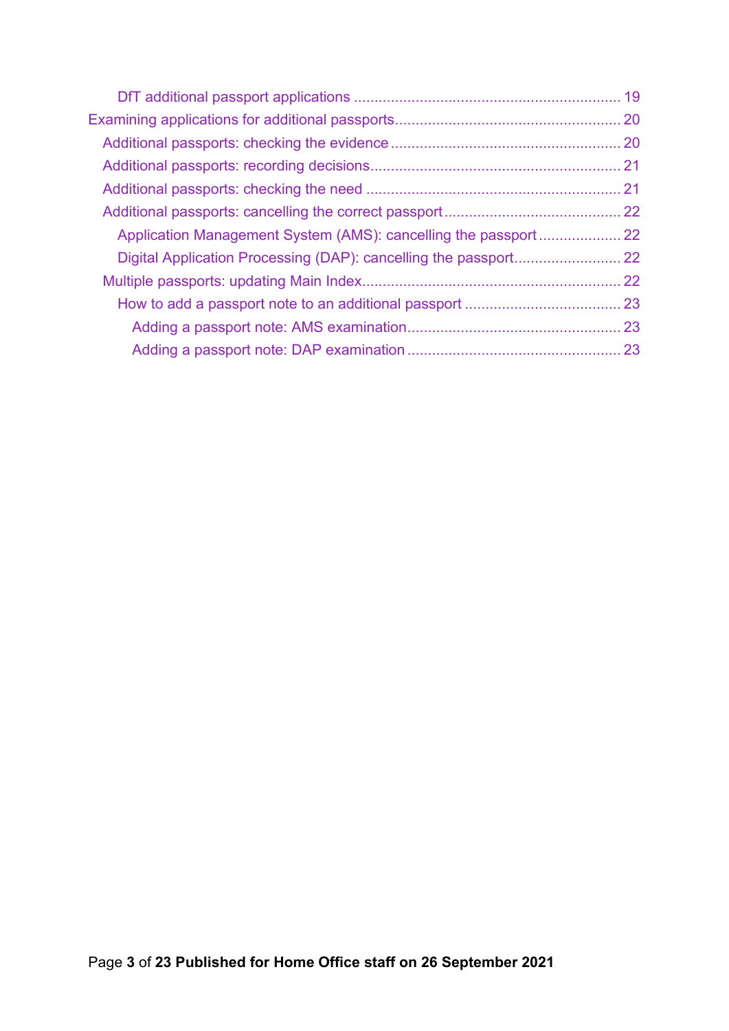- DfT additional passport applications ... 19
- Examining applications for additional passports ... 20
  - Additional passports: checking the evidence ... 20
  - Additional passports: recording decisions ... 21
  - Additional passports: checking the need ... 21
  - Additional passports: cancelling the correct passport ... 22
    - Application Management System (AMS): cancelling the passport ... 22
    - Digital Application Processing (DAP): cancelling the passport ... 22
  - Multiple passports: updating Main Index ... 22
    - How to add a passport note to an additional passport ... 23
      - Adding a passport note: AMS examination ... 23
      - Adding a passport note: DAP examination ... 23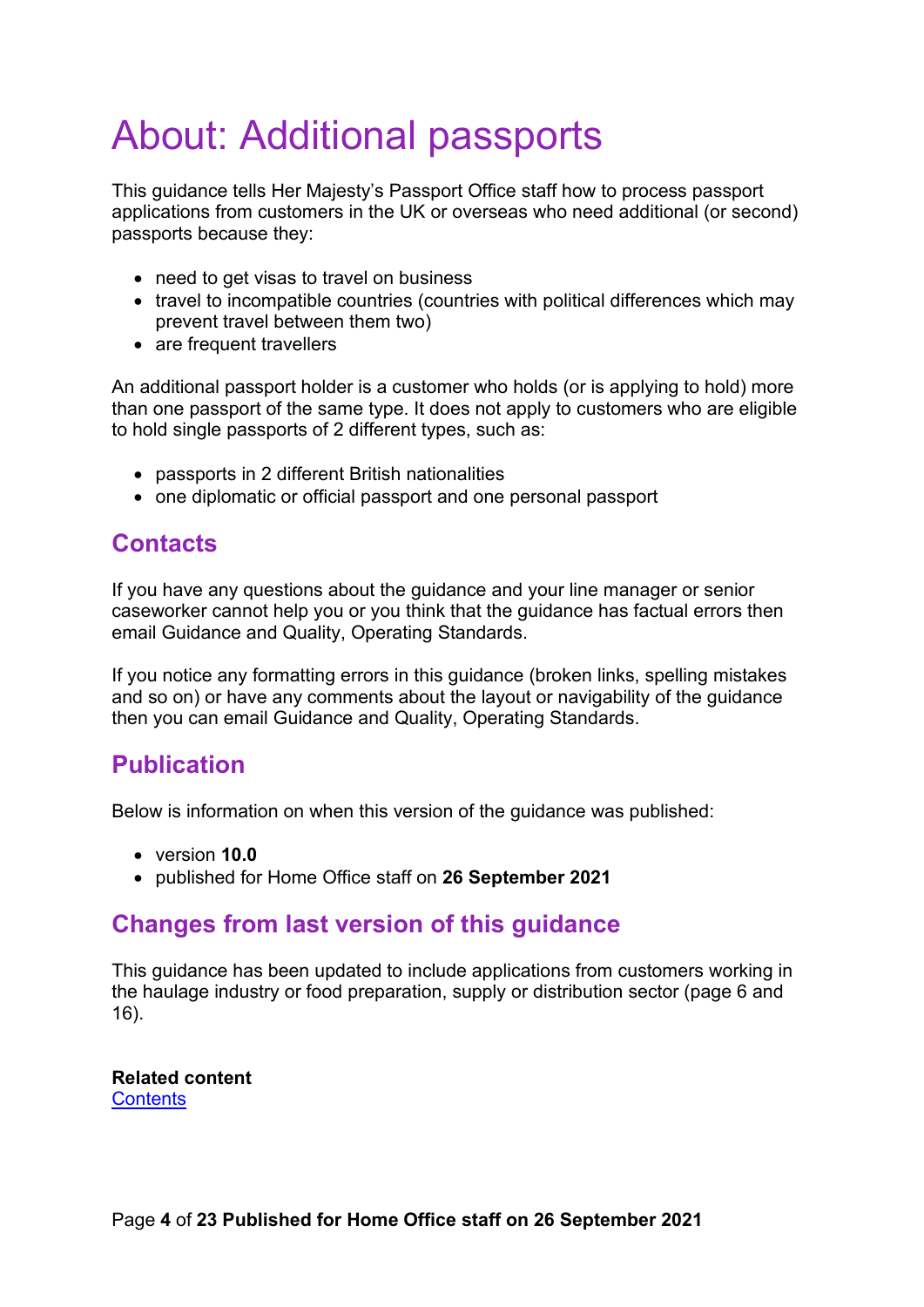# About: Additional passports

This guidance tells Her Majesty's Passport Office staff how to process passport applications from customers in the UK or overseas who need additional (or second) passports because they:

- need to get visas to travel on business
- travel to incompatible countries (countries with political differences which may prevent travel between them two)
- are frequent travellers

An additional passport holder is a customer who holds (or is applying to hold) more than one passport of the same type. It does not apply to customers who are eligible to hold single passports of 2 different types, such as:

- passports in 2 different British nationalities
- one diplomatic or official passport and one personal passport

## Contacts

If you have any questions about the guidance and your line manager or senior caseworker cannot help you or you think that the guidance has factual errors then email Guidance and Quality, Operating Standards.

If you notice any formatting errors in this guidance (broken links, spelling mistakes and so on) or have any comments about the layout or navigability of the guidance then you can email Guidance and Quality, Operating Standards.

## Publication

Below is information on when this version of the guidance was published:

- version **10.0**
- published for Home Office staff on **26 September 2021**

## Changes from last version of this guidance

This guidance has been updated to include applications from customers working in the haulage industry or food preparation, supply or distribution sector (page 6 and 16).

**Related content**
[Contents](#)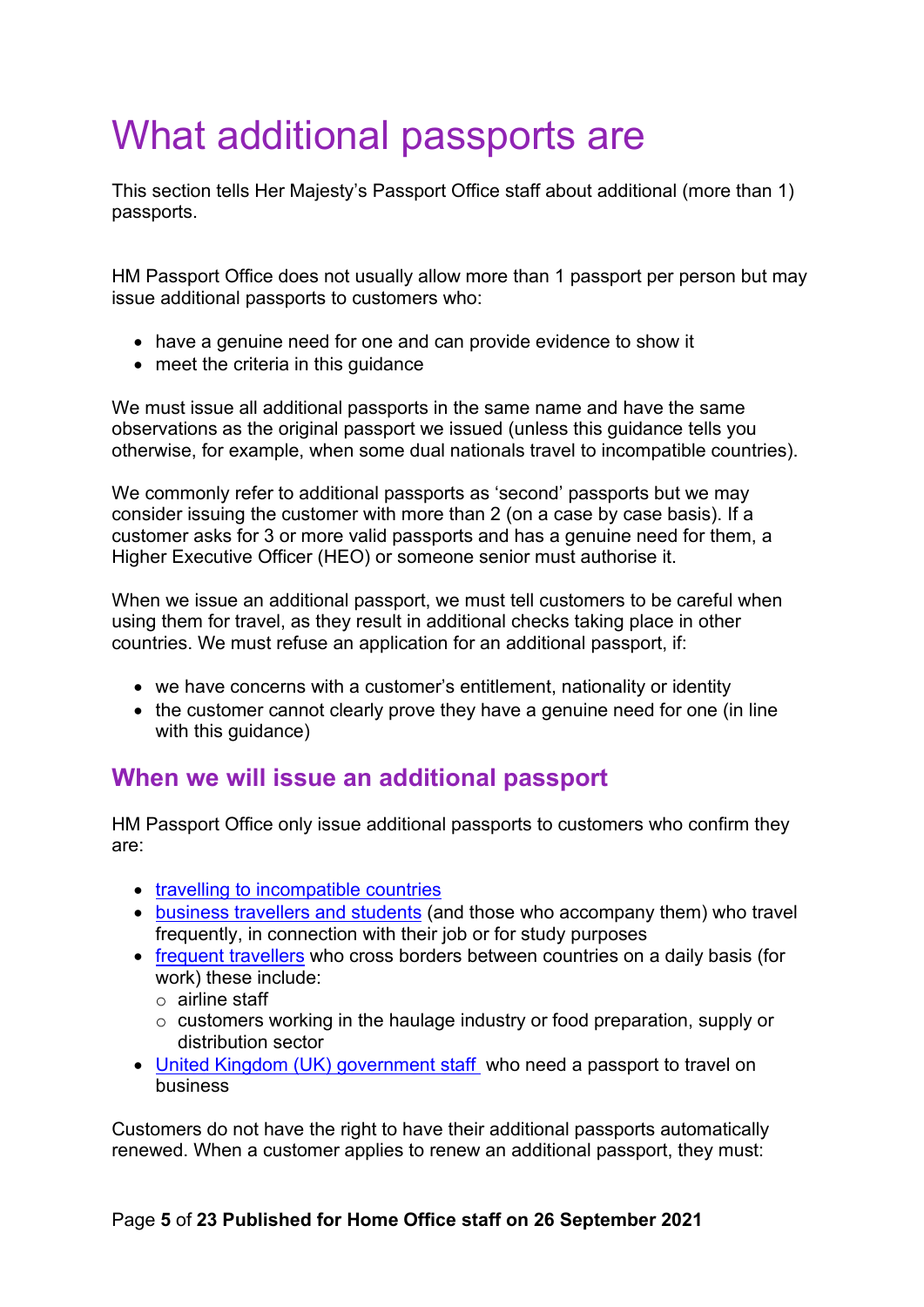# What additional passports are

This section tells Her Majesty's Passport Office staff about additional (more than 1) passports.

HM Passport Office does not usually allow more than 1 passport per person but may issue additional passports to customers who:

- have a genuine need for one and can provide evidence to show it
- meet the criteria in this guidance

We must issue all additional passports in the same name and have the same observations as the original passport we issued (unless this guidance tells you otherwise, for example, when some dual nationals travel to incompatible countries).

We commonly refer to additional passports as 'second' passports but we may consider issuing the customer with more than 2 (on a case by case basis). If a customer asks for 3 or more valid passports and has a genuine need for them, a Higher Executive Officer (HEO) or someone senior must authorise it.

When we issue an additional passport, we must tell customers to be careful when using them for travel, as they result in additional checks taking place in other countries. We must refuse an application for an additional passport, if:

- we have concerns with a customer's entitlement, nationality or identity
- the customer cannot clearly prove they have a genuine need for one (in line with this guidance)

## When we will issue an additional passport

HM Passport Office only issue additional passports to customers who confirm they are:

- travelling to incompatible countries
- business travellers and students (and those who accompany them) who travel frequently, in connection with their job or for study purposes
- frequent travellers who cross borders between countries on a daily basis (for work) these include:
  - airline staff
  - customers working in the haulage industry or food preparation, supply or distribution sector
- United Kingdom (UK) government staff who need a passport to travel on business

Customers do not have the right to have their additional passports automatically renewed. When a customer applies to renew an additional passport, they must: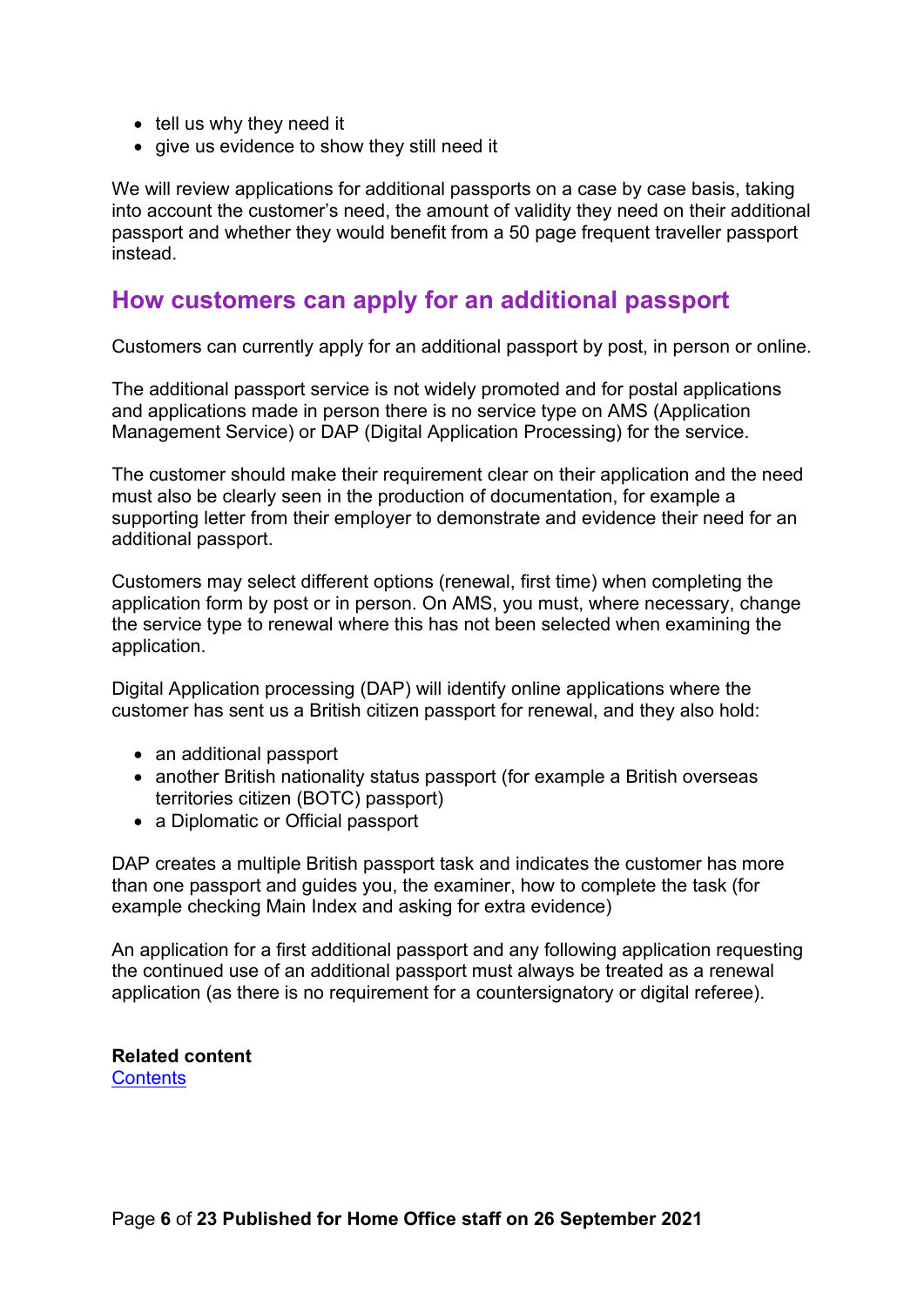- tell us why they need it
- give us evidence to show they still need it

We will review applications for additional passports on a case by case basis, taking into account the customer's need, the amount of validity they need on their additional passport and whether they would benefit from a 50 page frequent traveller passport instead.

## How customers can apply for an additional passport

Customers can currently apply for an additional passport by post, in person or online.

The additional passport service is not widely promoted and for postal applications and applications made in person there is no service type on AMS (Application Management Service) or DAP (Digital Application Processing) for the service.

The customer should make their requirement clear on their application and the need must also be clearly seen in the production of documentation, for example a supporting letter from their employer to demonstrate and evidence their need for an additional passport.

Customers may select different options (renewal, first time) when completing the application form by post or in person. On AMS, you must, where necessary, change the service type to renewal where this has not been selected when examining the application.

Digital Application processing (DAP) will identify online applications where the customer has sent us a British citizen passport for renewal, and they also hold:

- an additional passport
- another British nationality status passport (for example a British overseas territories citizen (BOTC) passport)
- a Diplomatic or Official passport

DAP creates a multiple British passport task and indicates the customer has more than one passport and guides you, the examiner, how to complete the task (for example checking Main Index and asking for extra evidence)

An application for a first additional passport and any following application requesting the continued use of an additional passport must always be treated as a renewal application (as there is no requirement for a countersignatory or digital referee).

**Related content**
[Contents]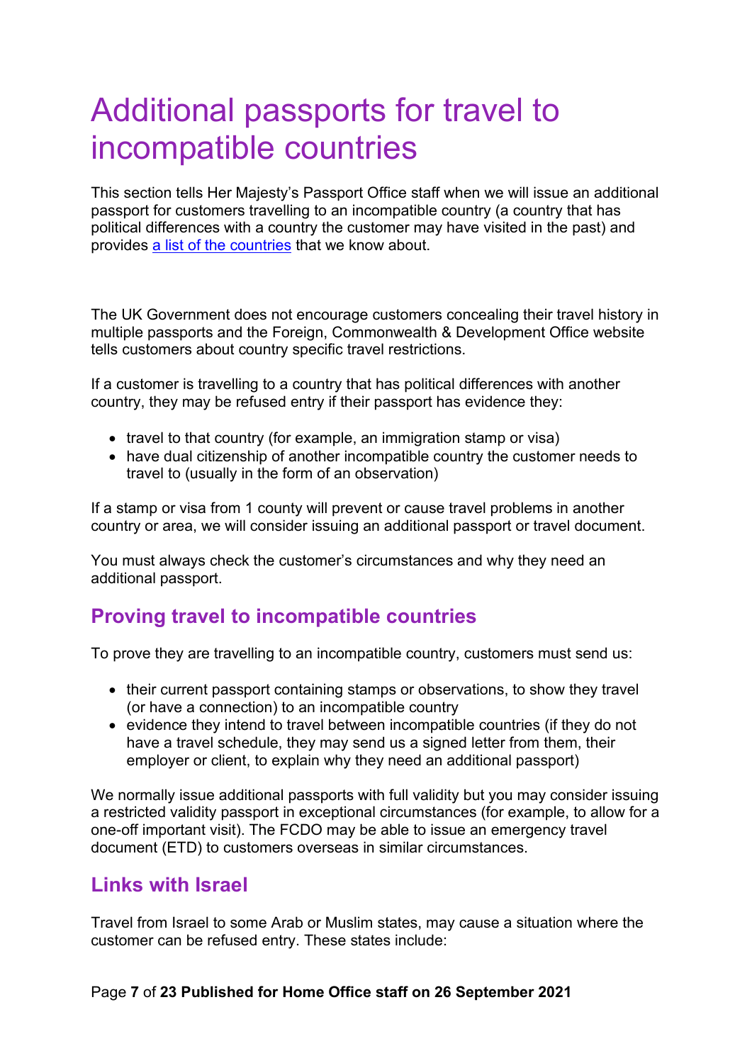# Additional passports for travel to incompatible countries

This section tells Her Majesty's Passport Office staff when we will issue an additional passport for customers travelling to an incompatible country (a country that has political differences with a country the customer may have visited in the past) and provides [a list of the countries](#) that we know about.

The UK Government does not encourage customers concealing their travel history in multiple passports and the Foreign, Commonwealth & Development Office website tells customers about country specific travel restrictions.

If a customer is travelling to a country that has political differences with another country, they may be refused entry if their passport has evidence they:

- travel to that country (for example, an immigration stamp or visa)
- have dual citizenship of another incompatible country the customer needs to travel to (usually in the form of an observation)

If a stamp or visa from 1 county will prevent or cause travel problems in another country or area, we will consider issuing an additional passport or travel document.

You must always check the customer's circumstances and why they need an additional passport.

## Proving travel to incompatible countries

To prove they are travelling to an incompatible country, customers must send us:

- their current passport containing stamps or observations, to show they travel (or have a connection) to an incompatible country
- evidence they intend to travel between incompatible countries (if they do not have a travel schedule, they may send us a signed letter from them, their employer or client, to explain why they need an additional passport)

We normally issue additional passports with full validity but you may consider issuing a restricted validity passport in exceptional circumstances (for example, to allow for a one-off important visit). The FCDO may be able to issue an emergency travel document (ETD) to customers overseas in similar circumstances.

## Links with Israel

Travel from Israel to some Arab or Muslim states, may cause a situation where the customer can be refused entry. These states include: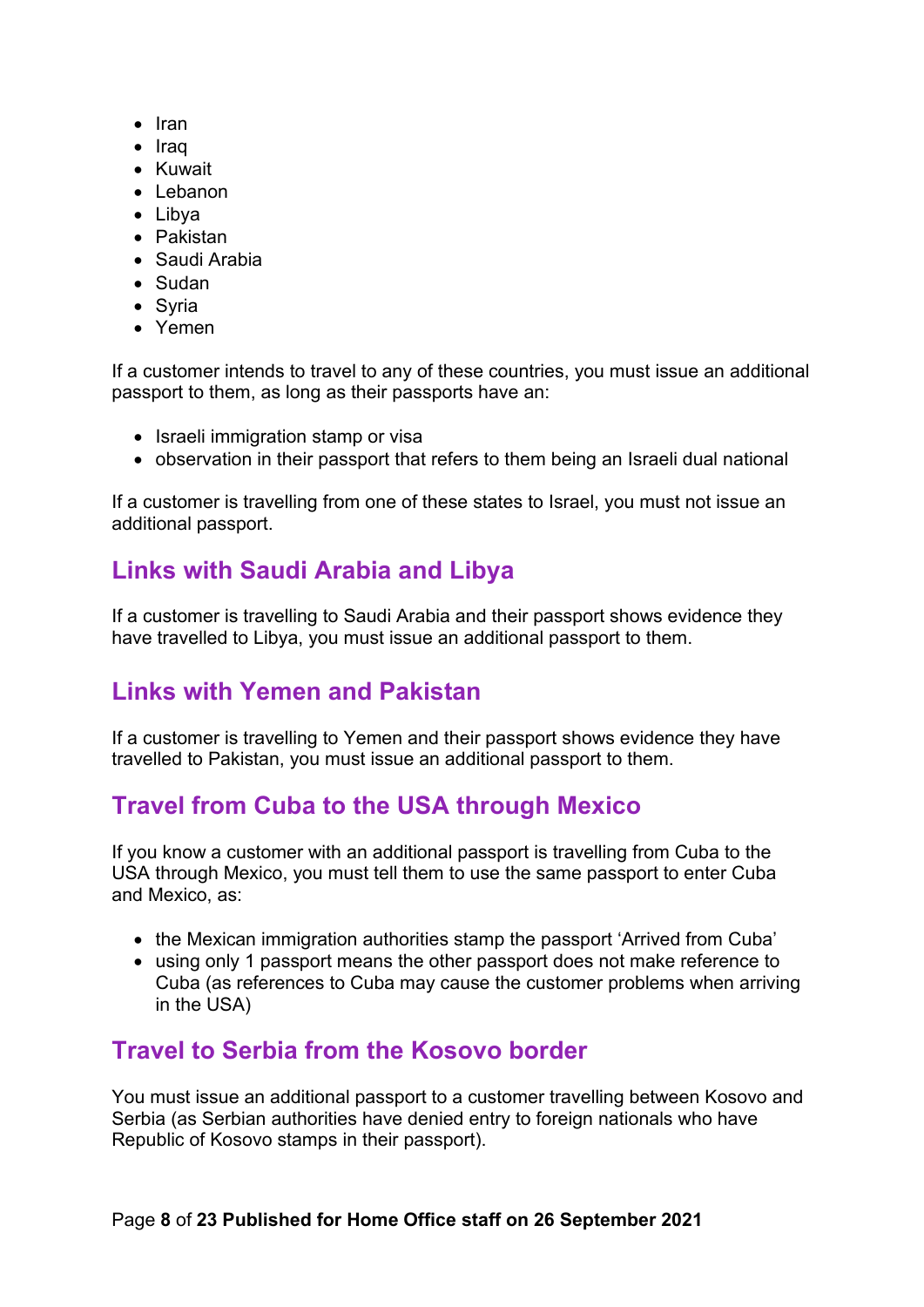- Iran
- Iraq
- Kuwait
- Lebanon
- Libya
- Pakistan
- Saudi Arabia
- Sudan
- Syria
- Yemen

If a customer intends to travel to any of these countries, you must issue an additional passport to them, as long as their passports have an:

- Israeli immigration stamp or visa
- observation in their passport that refers to them being an Israeli dual national

If a customer is travelling from one of these states to Israel, you must not issue an additional passport.

## Links with Saudi Arabia and Libya

If a customer is travelling to Saudi Arabia and their passport shows evidence they have travelled to Libya, you must issue an additional passport to them.

## Links with Yemen and Pakistan

If a customer is travelling to Yemen and their passport shows evidence they have travelled to Pakistan, you must issue an additional passport to them.

## Travel from Cuba to the USA through Mexico

If you know a customer with an additional passport is travelling from Cuba to the USA through Mexico, you must tell them to use the same passport to enter Cuba and Mexico, as:

- the Mexican immigration authorities stamp the passport 'Arrived from Cuba'
- using only 1 passport means the other passport does not make reference to Cuba (as references to Cuba may cause the customer problems when arriving in the USA)

## Travel to Serbia from the Kosovo border

You must issue an additional passport to a customer travelling between Kosovo and Serbia (as Serbian authorities have denied entry to foreign nationals who have Republic of Kosovo stamps in their passport).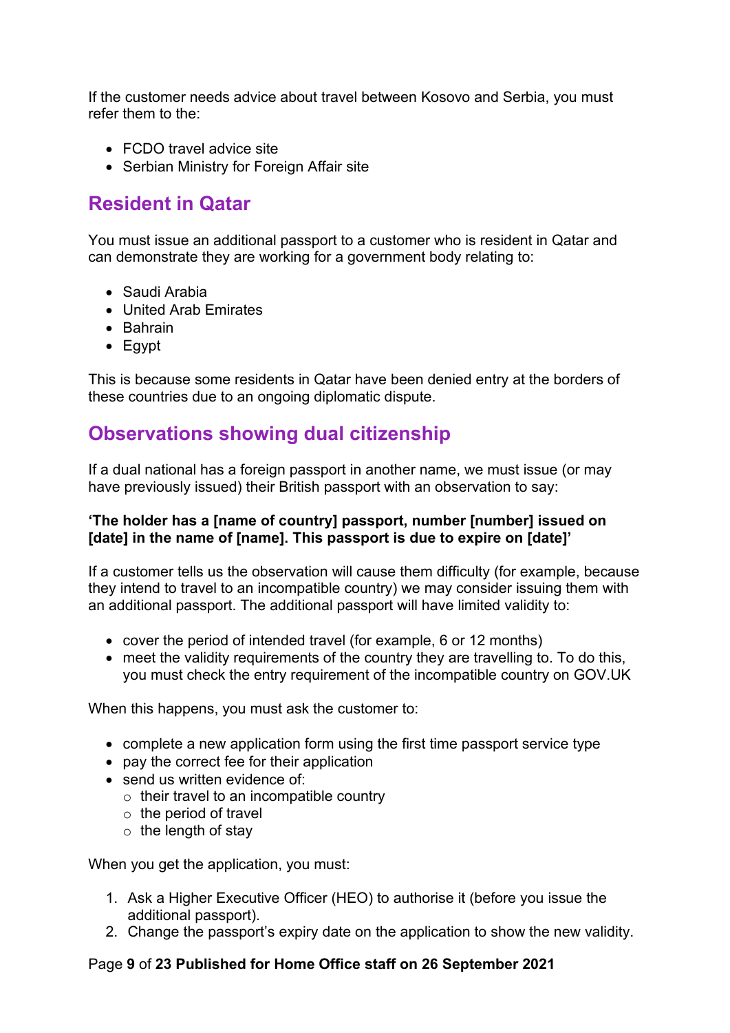If the customer needs advice about travel between Kosovo and Serbia, you must refer them to the:

- FCDO travel advice site
- Serbian Ministry for Foreign Affair site

## Resident in Qatar

You must issue an additional passport to a customer who is resident in Qatar and can demonstrate they are working for a government body relating to:

- Saudi Arabia
- United Arab Emirates
- Bahrain
- Egypt

This is because some residents in Qatar have been denied entry at the borders of these countries due to an ongoing diplomatic dispute.

## Observations showing dual citizenship

If a dual national has a foreign passport in another name, we must issue (or may have previously issued) their British passport with an observation to say:

**'The holder has a [name of country] passport, number [number] issued on [date] in the name of [name]. This passport is due to expire on [date]'**

If a customer tells us the observation will cause them difficulty (for example, because they intend to travel to an incompatible country) we may consider issuing them with an additional passport. The additional passport will have limited validity to:

- cover the period of intended travel (for example, 6 or 12 months)
- meet the validity requirements of the country they are travelling to. To do this, you must check the entry requirement of the incompatible country on GOV.UK

When this happens, you must ask the customer to:

- complete a new application form using the first time passport service type
- pay the correct fee for their application
- send us written evidence of:
  - their travel to an incompatible country
  - the period of travel
  - the length of stay

When you get the application, you must:

1. Ask a Higher Executive Officer (HEO) to authorise it (before you issue the additional passport).
2. Change the passport's expiry date on the application to show the new validity.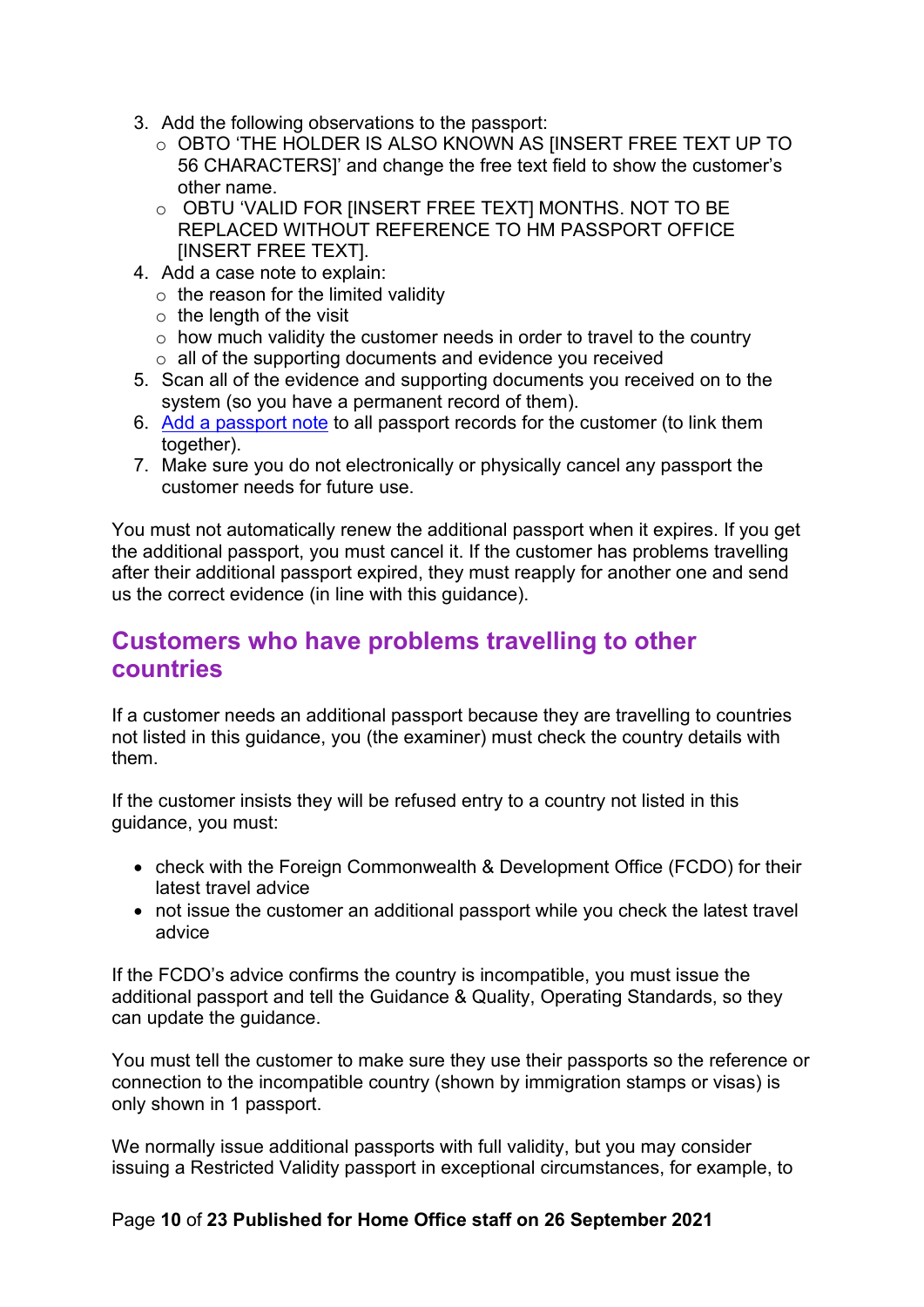3. Add the following observations to the passport:
   - OBTO 'THE HOLDER IS ALSO KNOWN AS [INSERT FREE TEXT UP TO 56 CHARACTERS]' and change the free text field to show the customer's other name.
   - OBTU 'VALID FOR [INSERT FREE TEXT] MONTHS. NOT TO BE REPLACED WITHOUT REFERENCE TO HM PASSPORT OFFICE [INSERT FREE TEXT].
4. Add a case note to explain:
   - the reason for the limited validity
   - the length of the visit
   - how much validity the customer needs in order to travel to the country
   - all of the supporting documents and evidence you received
5. Scan all of the evidence and supporting documents you received on to the system (so you have a permanent record of them).
6. Add a passport note to all passport records for the customer (to link them together).
7. Make sure you do not electronically or physically cancel any passport the customer needs for future use.

You must not automatically renew the additional passport when it expires. If you get the additional passport, you must cancel it. If the customer has problems travelling after their additional passport expired, they must reapply for another one and send us the correct evidence (in line with this guidance).

## Customers who have problems travelling to other countries

If a customer needs an additional passport because they are travelling to countries not listed in this guidance, you (the examiner) must check the country details with them.

If the customer insists they will be refused entry to a country not listed in this guidance, you must:

- check with the Foreign Commonwealth & Development Office (FCDO) for their latest travel advice
- not issue the customer an additional passport while you check the latest travel advice

If the FCDO's advice confirms the country is incompatible, you must issue the additional passport and tell the Guidance & Quality, Operating Standards, so they can update the guidance.

You must tell the customer to make sure they use their passports so the reference or connection to the incompatible country (shown by immigration stamps or visas) is only shown in 1 passport.

We normally issue additional passports with full validity, but you may consider issuing a Restricted Validity passport in exceptional circumstances, for example, to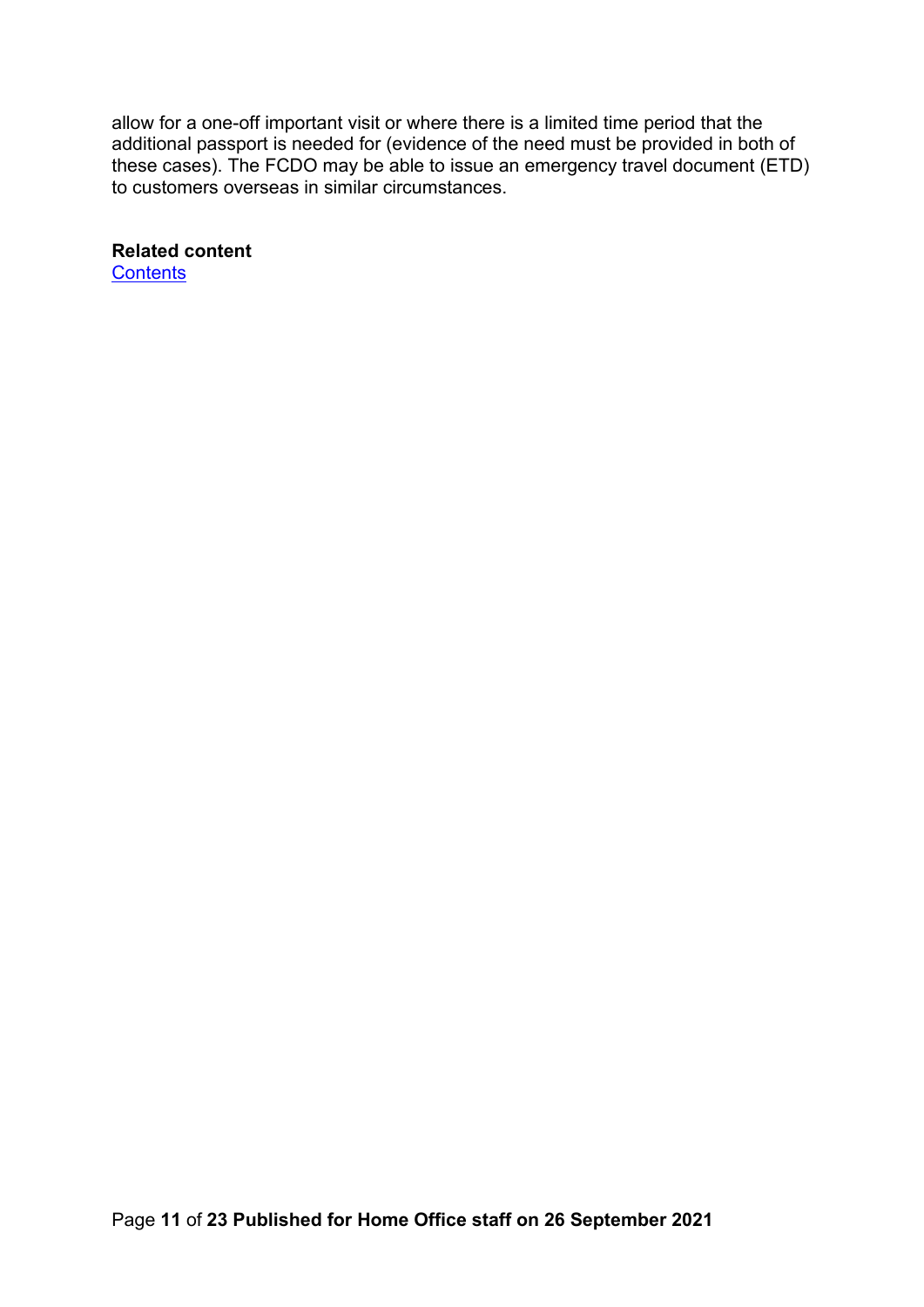allow for a one-off important visit or where there is a limited time period that the additional passport is needed for (evidence of the need must be provided in both of these cases). The FCDO may be able to issue an emergency travel document (ETD) to customers overseas in similar circumstances.

**Related content**
Contents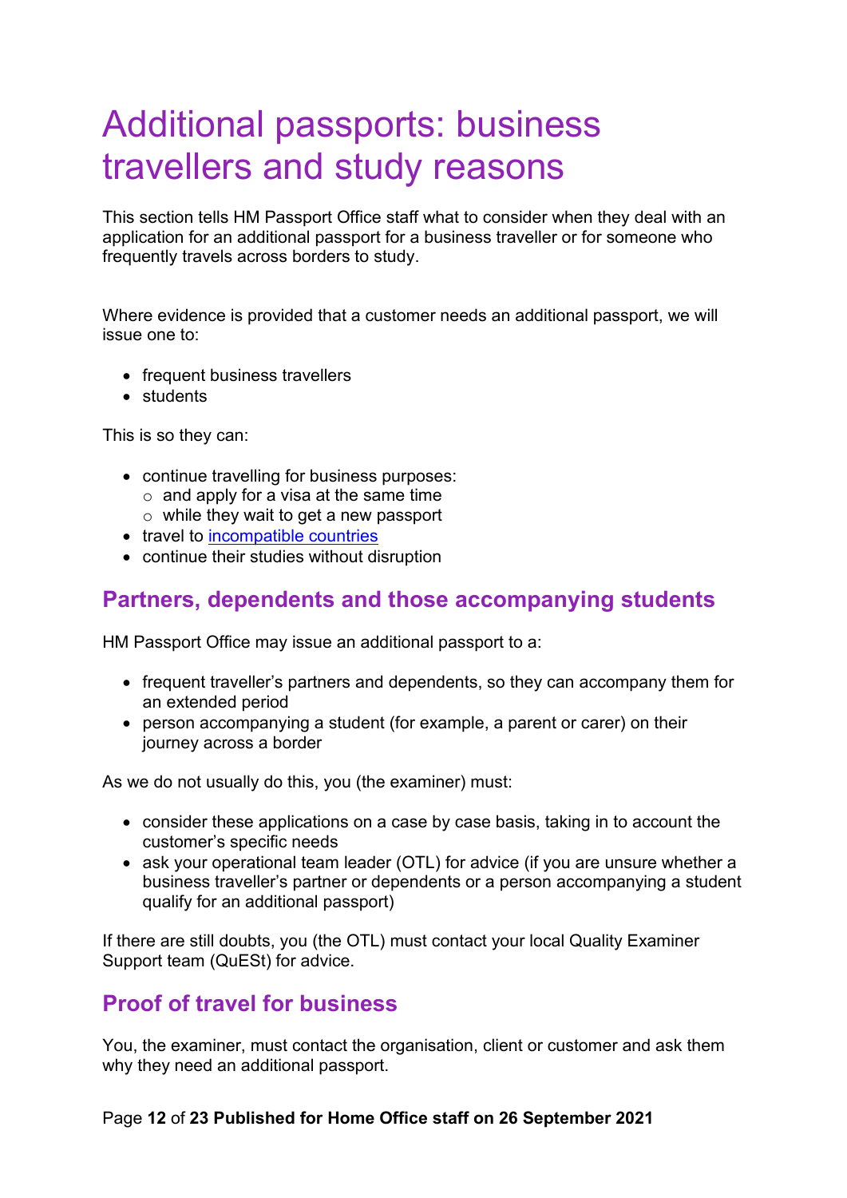# Additional passports: business travellers and study reasons

This section tells HM Passport Office staff what to consider when they deal with an application for an additional passport for a business traveller or for someone who frequently travels across borders to study.

Where evidence is provided that a customer needs an additional passport, we will issue one to:

- frequent business travellers
- students

This is so they can:

- continue travelling for business purposes:
  - and apply for a visa at the same time
  - while they wait to get a new passport
- travel to incompatible countries
- continue their studies without disruption

## Partners, dependents and those accompanying students

HM Passport Office may issue an additional passport to a:

- frequent traveller's partners and dependents, so they can accompany them for an extended period
- person accompanying a student (for example, a parent or carer) on their journey across a border

As we do not usually do this, you (the examiner) must:

- consider these applications on a case by case basis, taking in to account the customer's specific needs
- ask your operational team leader (OTL) for advice (if you are unsure whether a business traveller's partner or dependents or a person accompanying a student qualify for an additional passport)

If there are still doubts, you (the OTL) must contact your local Quality Examiner Support team (QuESt) for advice.

## Proof of travel for business

You, the examiner, must contact the organisation, client or customer and ask them why they need an additional passport.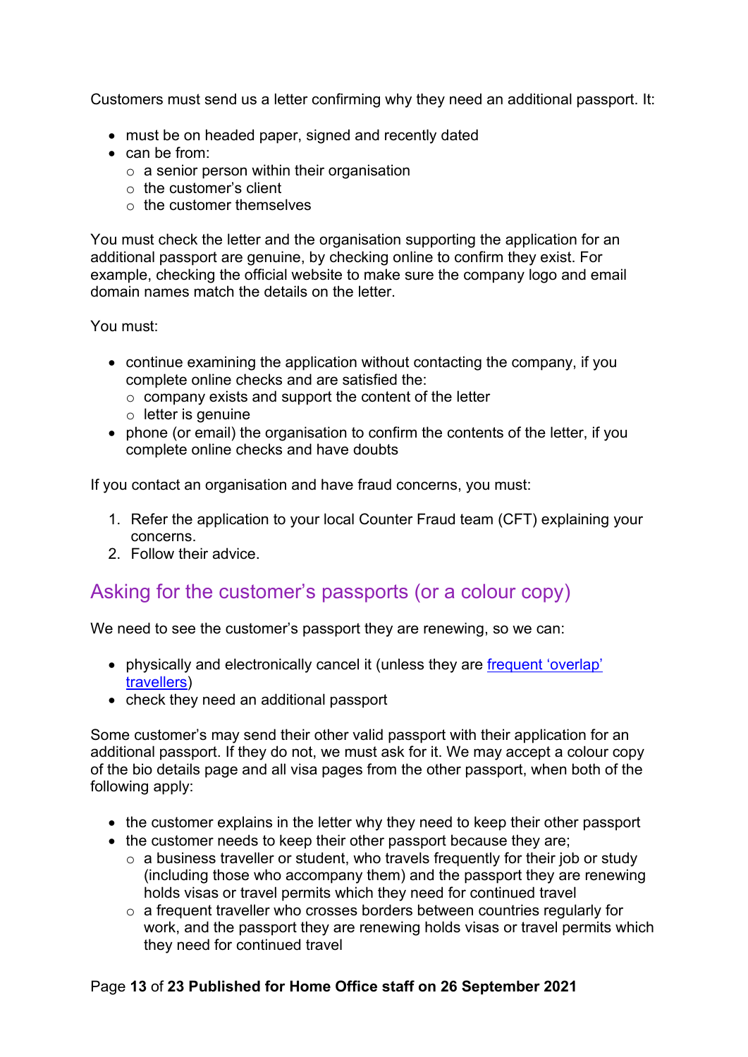Customers must send us a letter confirming why they need an additional passport. It:

- must be on headed paper, signed and recently dated
- can be from:
  - a senior person within their organisation
  - the customer's client
  - the customer themselves

You must check the letter and the organisation supporting the application for an additional passport are genuine, by checking online to confirm they exist. For example, checking the official website to make sure the company logo and email domain names match the details on the letter.

You must:

- continue examining the application without contacting the company, if you complete online checks and are satisfied the:
  - company exists and support the content of the letter
  - letter is genuine
- phone (or email) the organisation to confirm the contents of the letter, if you complete online checks and have doubts

If you contact an organisation and have fraud concerns, you must:

1. Refer the application to your local Counter Fraud team (CFT) explaining your concerns.
2. Follow their advice.

## Asking for the customer's passports (or a colour copy)

We need to see the customer's passport they are renewing, so we can:

- physically and electronically cancel it (unless they are [frequent 'overlap' travellers](#))
- check they need an additional passport

Some customer's may send their other valid passport with their application for an additional passport. If they do not, we must ask for it. We may accept a colour copy of the bio details page and all visa pages from the other passport, when both of the following apply:

- the customer explains in the letter why they need to keep their other passport
- the customer needs to keep their other passport because they are;
  - a business traveller or student, who travels frequently for their job or study (including those who accompany them) and the passport they are renewing holds visas or travel permits which they need for continued travel
  - a frequent traveller who crosses borders between countries regularly for work, and the passport they are renewing holds visas or travel permits which they need for continued travel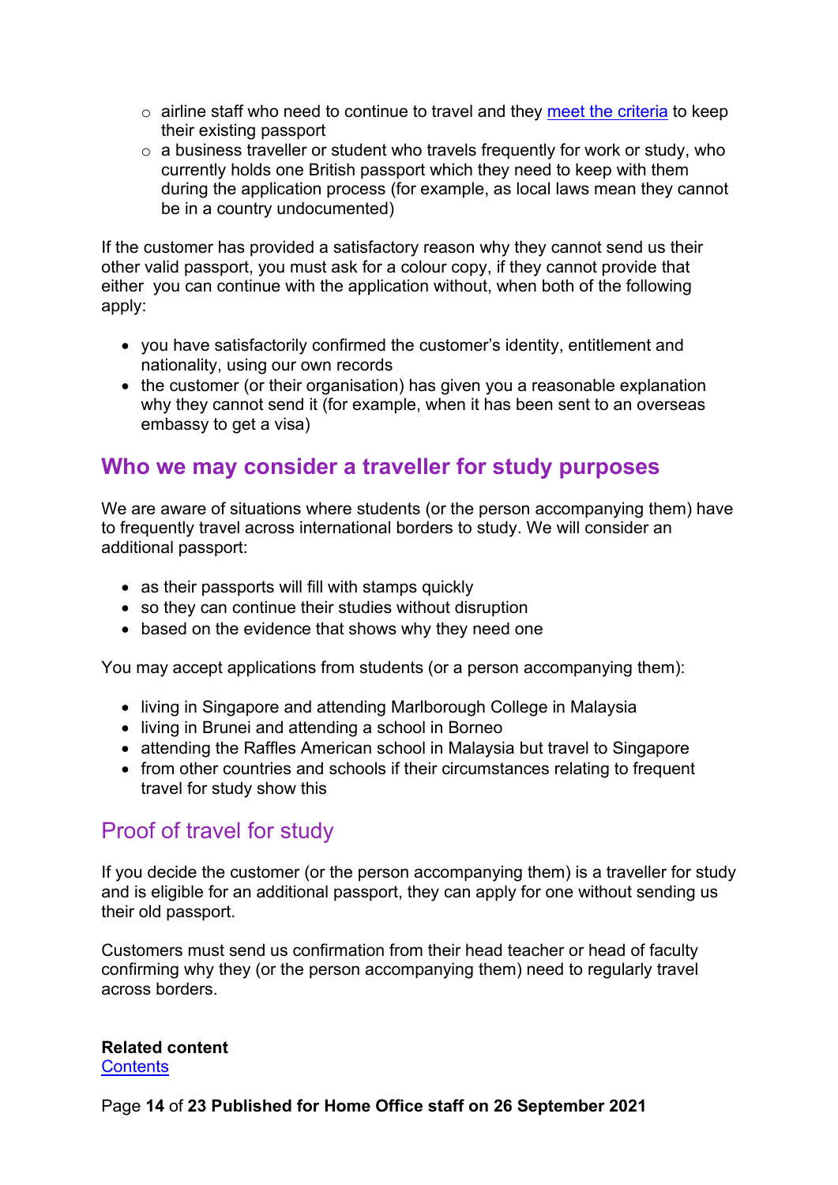- airline staff who need to continue to travel and they [meet the criteria](#) to keep their existing passport
    - a business traveller or student who travels frequently for work or study, who currently holds one British passport which they need to keep with them during the application process (for example, as local laws mean they cannot be in a country undocumented)

If the customer has provided a satisfactory reason why they cannot send us their other valid passport, you must ask for a colour copy, if they cannot provide that either you can continue with the application without, when both of the following apply:

- you have satisfactorily confirmed the customer's identity, entitlement and nationality, using our own records
- the customer (or their organisation) has given you a reasonable explanation why they cannot send it (for example, when it has been sent to an overseas embassy to get a visa)

## Who we may consider a traveller for study purposes

We are aware of situations where students (or the person accompanying them) have to frequently travel across international borders to study. We will consider an additional passport:

- as their passports will fill with stamps quickly
- so they can continue their studies without disruption
- based on the evidence that shows why they need one

You may accept applications from students (or a person accompanying them):

- living in Singapore and attending Marlborough College in Malaysia
- living in Brunei and attending a school in Borneo
- attending the Raffles American school in Malaysia but travel to Singapore
- from other countries and schools if their circumstances relating to frequent travel for study show this

### Proof of travel for study

If you decide the customer (or the person accompanying them) is a traveller for study and is eligible for an additional passport, they can apply for one without sending us their old passport.

Customers must send us confirmation from their head teacher or head of faculty confirming why they (or the person accompanying them) need to regularly travel across borders.

**Related content**
[Contents](#)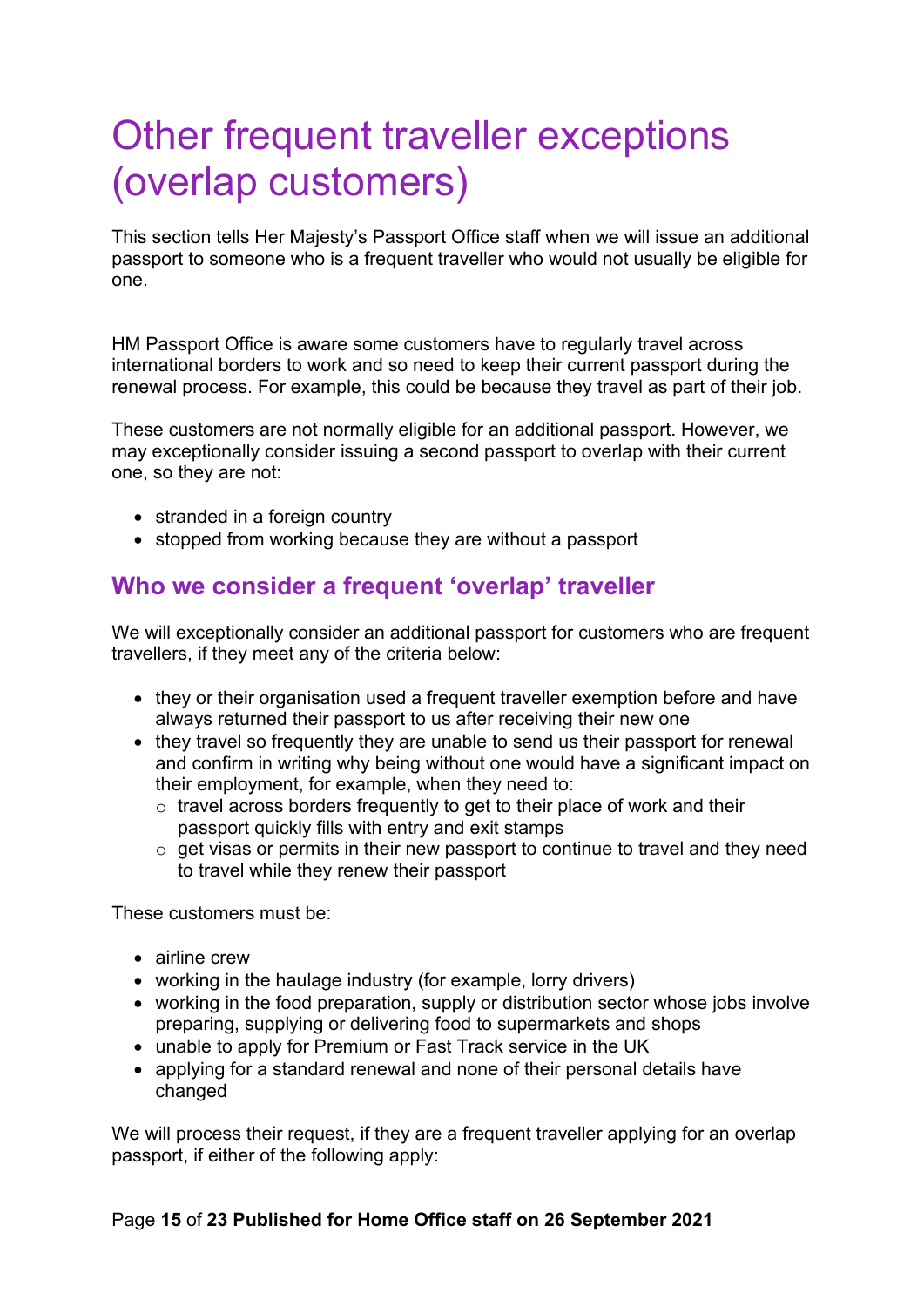# Other frequent traveller exceptions (overlap customers)

This section tells Her Majesty's Passport Office staff when we will issue an additional passport to someone who is a frequent traveller who would not usually be eligible for one.

HM Passport Office is aware some customers have to regularly travel across international borders to work and so need to keep their current passport during the renewal process. For example, this could be because they travel as part of their job.

These customers are not normally eligible for an additional passport. However, we may exceptionally consider issuing a second passport to overlap with their current one, so they are not:

- stranded in a foreign country
- stopped from working because they are without a passport

## Who we consider a frequent 'overlap' traveller

We will exceptionally consider an additional passport for customers who are frequent travellers, if they meet any of the criteria below:

- they or their organisation used a frequent traveller exemption before and have always returned their passport to us after receiving their new one
- they travel so frequently they are unable to send us their passport for renewal and confirm in writing why being without one would have a significant impact on their employment, for example, when they need to:
  - travel across borders frequently to get to their place of work and their passport quickly fills with entry and exit stamps
  - get visas or permits in their new passport to continue to travel and they need to travel while they renew their passport

These customers must be:

- airline crew
- working in the haulage industry (for example, lorry drivers)
- working in the food preparation, supply or distribution sector whose jobs involve preparing, supplying or delivering food to supermarkets and shops
- unable to apply for Premium or Fast Track service in the UK
- applying for a standard renewal and none of their personal details have changed

We will process their request, if they are a frequent traveller applying for an overlap passport, if either of the following apply: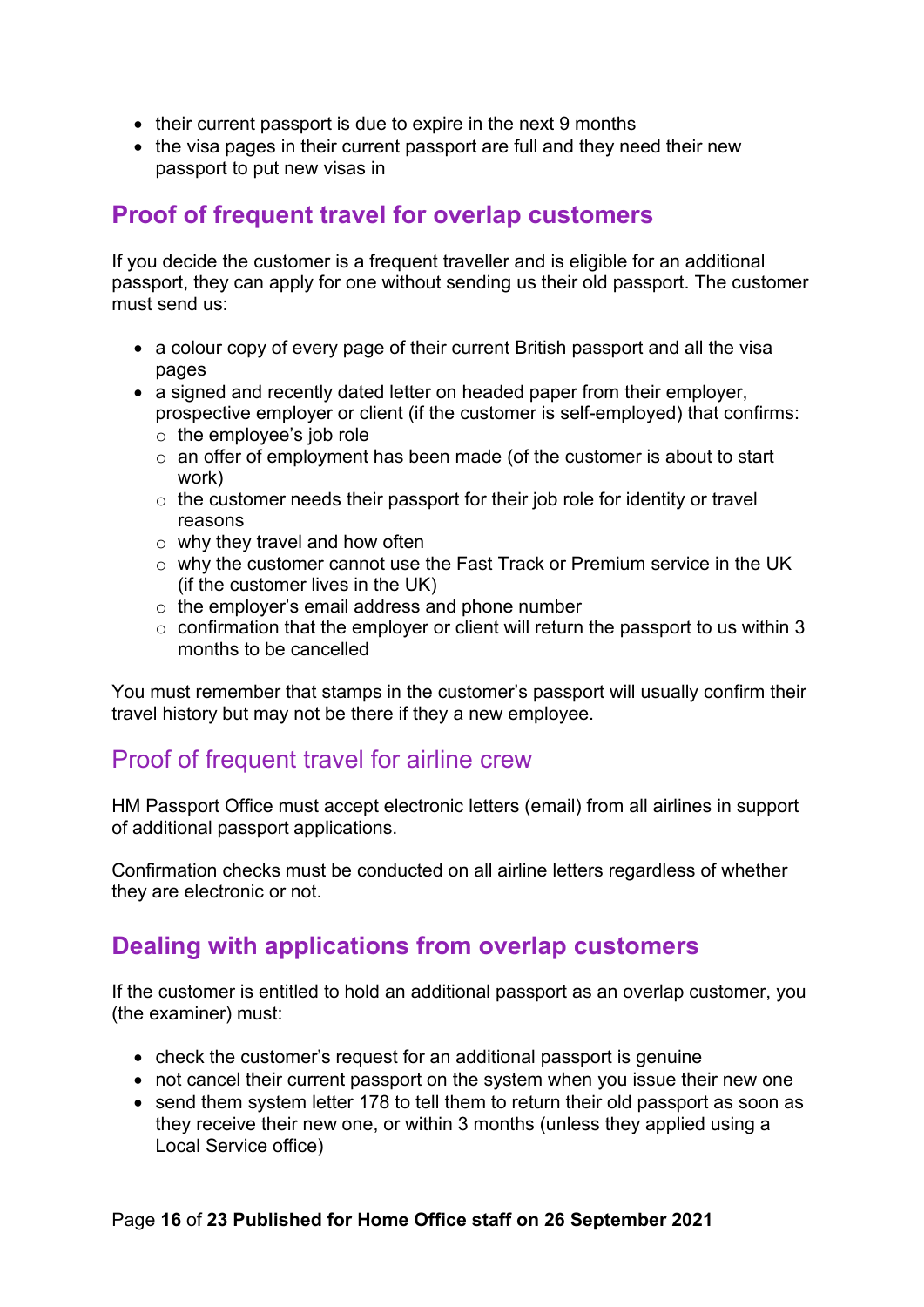- their current passport is due to expire in the next 9 months
- the visa pages in their current passport are full and they need their new passport to put new visas in

## Proof of frequent travel for overlap customers

If you decide the customer is a frequent traveller and is eligible for an additional passport, they can apply for one without sending us their old passport. The customer must send us:

- a colour copy of every page of their current British passport and all the visa pages
- a signed and recently dated letter on headed paper from their employer, prospective employer or client (if the customer is self-employed) that confirms:
  - the employee's job role
  - an offer of employment has been made (of the customer is about to start work)
  - the customer needs their passport for their job role for identity or travel reasons
  - why they travel and how often
  - why the customer cannot use the Fast Track or Premium service in the UK (if the customer lives in the UK)
  - the employer's email address and phone number
  - confirmation that the employer or client will return the passport to us within 3 months to be cancelled

You must remember that stamps in the customer's passport will usually confirm their travel history but may not be there if they a new employee.

### Proof of frequent travel for airline crew

HM Passport Office must accept electronic letters (email) from all airlines in support of additional passport applications.

Confirmation checks must be conducted on all airline letters regardless of whether they are electronic or not.

## Dealing with applications from overlap customers

If the customer is entitled to hold an additional passport as an overlap customer, you (the examiner) must:

- check the customer's request for an additional passport is genuine
- not cancel their current passport on the system when you issue their new one
- send them system letter 178 to tell them to return their old passport as soon as they receive their new one, or within 3 months (unless they applied using a Local Service office)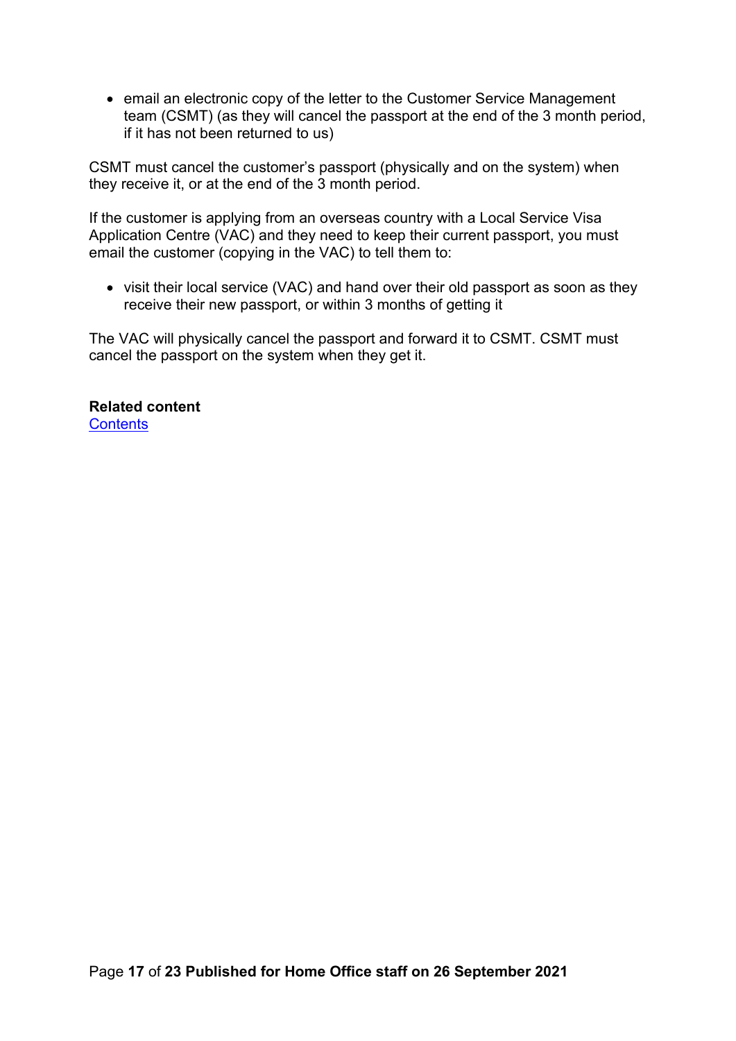- email an electronic copy of the letter to the Customer Service Management team (CSMT) (as they will cancel the passport at the end of the 3 month period, if it has not been returned to us)

CSMT must cancel the customer's passport (physically and on the system) when they receive it, or at the end of the 3 month period.

If the customer is applying from an overseas country with a Local Service Visa Application Centre (VAC) and they need to keep their current passport, you must email the customer (copying in the VAC) to tell them to:

- visit their local service (VAC) and hand over their old passport as soon as they receive their new passport, or within 3 months of getting it

The VAC will physically cancel the passport and forward it to CSMT. CSMT must cancel the passport on the system when they get it.

**Related content**
[Contents]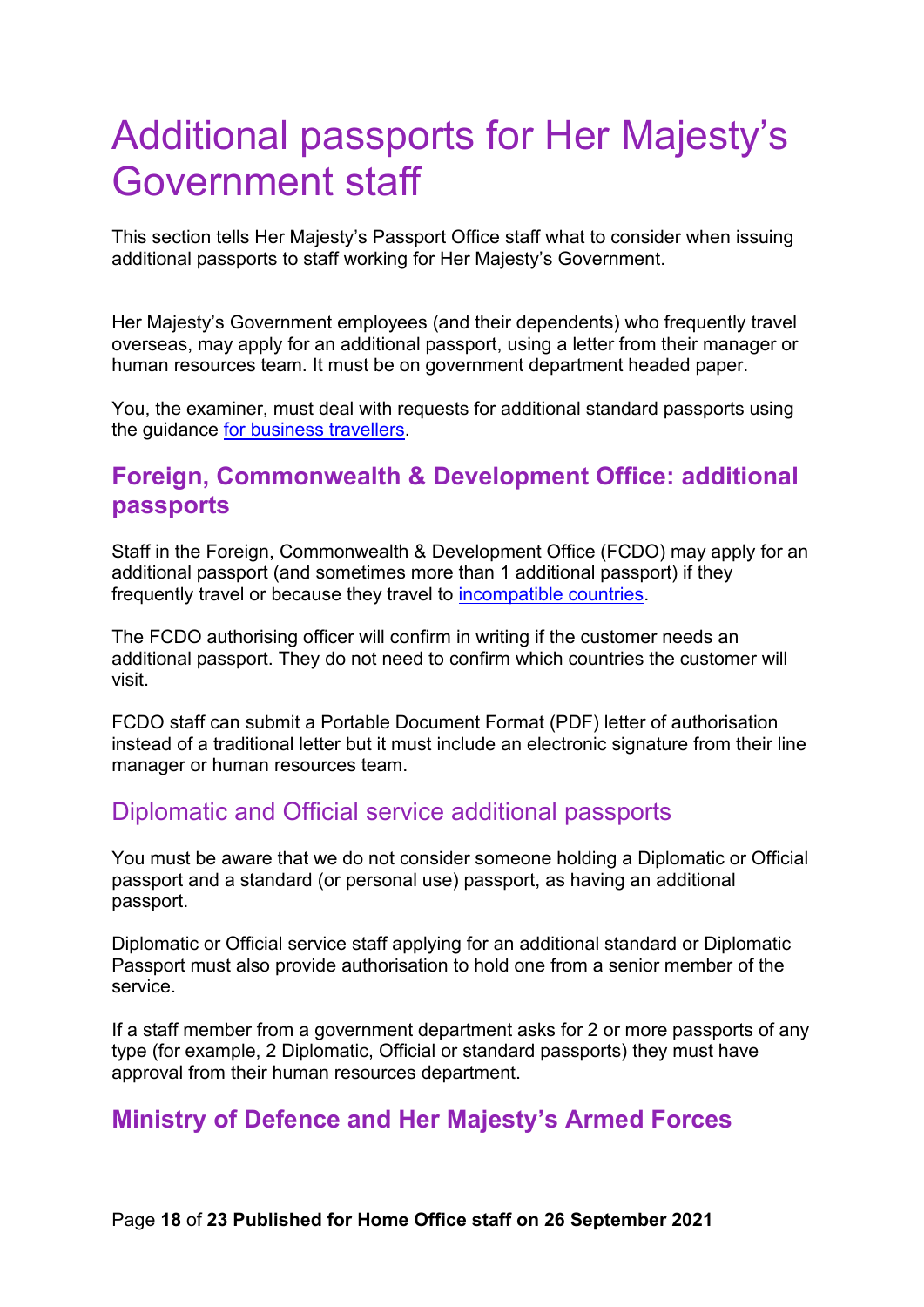# Additional passports for Her Majesty's Government staff

This section tells Her Majesty's Passport Office staff what to consider when issuing additional passports to staff working for Her Majesty's Government.

Her Majesty's Government employees (and their dependents) who frequently travel overseas, may apply for an additional passport, using a letter from their manager or human resources team. It must be on government department headed paper.

You, the examiner, must deal with requests for additional standard passports using the guidance for business travellers.

## Foreign, Commonwealth & Development Office: additional passports

Staff in the Foreign, Commonwealth & Development Office (FCDO) may apply for an additional passport (and sometimes more than 1 additional passport) if they frequently travel or because they travel to incompatible countries.

The FCDO authorising officer will confirm in writing if the customer needs an additional passport. They do not need to confirm which countries the customer will visit.

FCDO staff can submit a Portable Document Format (PDF) letter of authorisation instead of a traditional letter but it must include an electronic signature from their line manager or human resources team.

### Diplomatic and Official service additional passports

You must be aware that we do not consider someone holding a Diplomatic or Official passport and a standard (or personal use) passport, as having an additional passport.

Diplomatic or Official service staff applying for an additional standard or Diplomatic Passport must also provide authorisation to hold one from a senior member of the service.

If a staff member from a government department asks for 2 or more passports of any type (for example, 2 Diplomatic, Official or standard passports) they must have approval from their human resources department.

## Ministry of Defence and Her Majesty's Armed Forces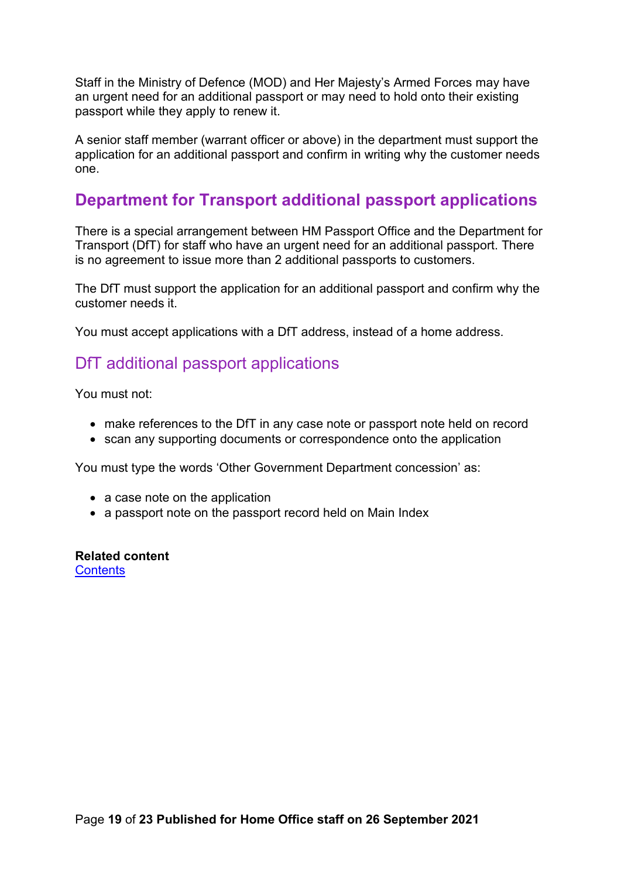Staff in the Ministry of Defence (MOD) and Her Majesty's Armed Forces may have an urgent need for an additional passport or may need to hold onto their existing passport while they apply to renew it.

A senior staff member (warrant officer or above) in the department must support the application for an additional passport and confirm in writing why the customer needs one.

## Department for Transport additional passport applications

There is a special arrangement between HM Passport Office and the Department for Transport (DfT) for staff who have an urgent need for an additional passport. There is no agreement to issue more than 2 additional passports to customers.

The DfT must support the application for an additional passport and confirm why the customer needs it.

You must accept applications with a DfT address, instead of a home address.

### DfT additional passport applications

You must not:

- make references to the DfT in any case note or passport note held on record
- scan any supporting documents or correspondence onto the application

You must type the words 'Other Government Department concession' as:

- a case note on the application
- a passport note on the passport record held on Main Index

**Related content**
[Contents]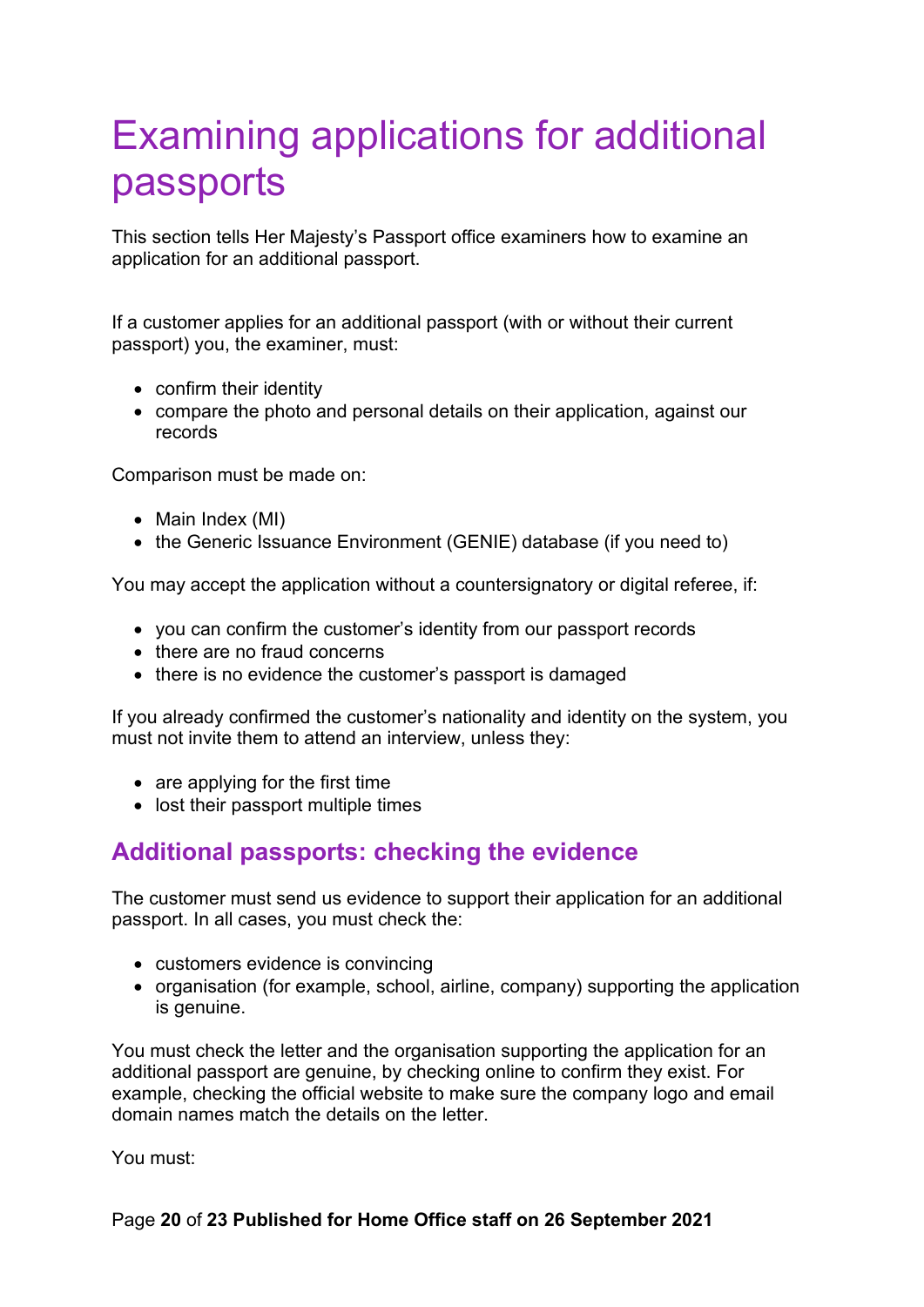# Examining applications for additional passports

This section tells Her Majesty's Passport office examiners how to examine an application for an additional passport.

If a customer applies for an additional passport (with or without their current passport) you, the examiner, must:

- confirm their identity
- compare the photo and personal details on their application, against our records

Comparison must be made on:

- Main Index (MI)
- the Generic Issuance Environment (GENIE) database (if you need to)

You may accept the application without a countersignatory or digital referee, if:

- you can confirm the customer's identity from our passport records
- there are no fraud concerns
- there is no evidence the customer's passport is damaged

If you already confirmed the customer's nationality and identity on the system, you must not invite them to attend an interview, unless they:

- are applying for the first time
- lost their passport multiple times

## Additional passports: checking the evidence

The customer must send us evidence to support their application for an additional passport. In all cases, you must check the:

- customers evidence is convincing
- organisation (for example, school, airline, company) supporting the application is genuine.

You must check the letter and the organisation supporting the application for an additional passport are genuine, by checking online to confirm they exist. For example, checking the official website to make sure the company logo and email domain names match the details on the letter.

You must: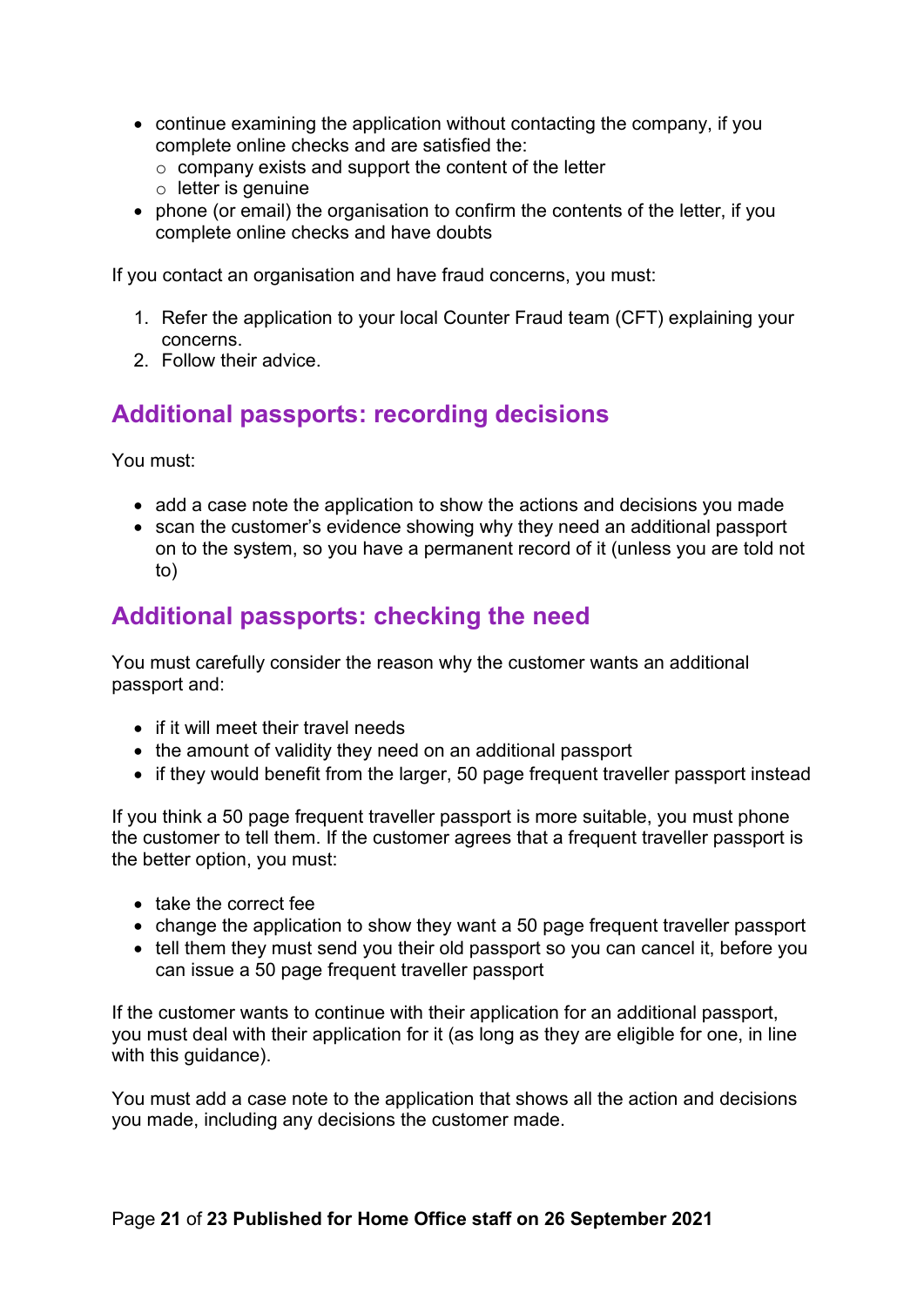- continue examining the application without contacting the company, if you complete online checks and are satisfied the:
  - company exists and support the content of the letter
  - letter is genuine
- phone (or email) the organisation to confirm the contents of the letter, if you complete online checks and have doubts

If you contact an organisation and have fraud concerns, you must:

1. Refer the application to your local Counter Fraud team (CFT) explaining your concerns.
2. Follow their advice.

## Additional passports: recording decisions

You must:

- add a case note the application to show the actions and decisions you made
- scan the customer's evidence showing why they need an additional passport on to the system, so you have a permanent record of it (unless you are told not to)

## Additional passports: checking the need

You must carefully consider the reason why the customer wants an additional passport and:

- if it will meet their travel needs
- the amount of validity they need on an additional passport
- if they would benefit from the larger, 50 page frequent traveller passport instead

If you think a 50 page frequent traveller passport is more suitable, you must phone the customer to tell them. If the customer agrees that a frequent traveller passport is the better option, you must:

- take the correct fee
- change the application to show they want a 50 page frequent traveller passport
- tell them they must send you their old passport so you can cancel it, before you can issue a 50 page frequent traveller passport

If the customer wants to continue with their application for an additional passport, you must deal with their application for it (as long as they are eligible for one, in line with this guidance).

You must add a case note to the application that shows all the action and decisions you made, including any decisions the customer made.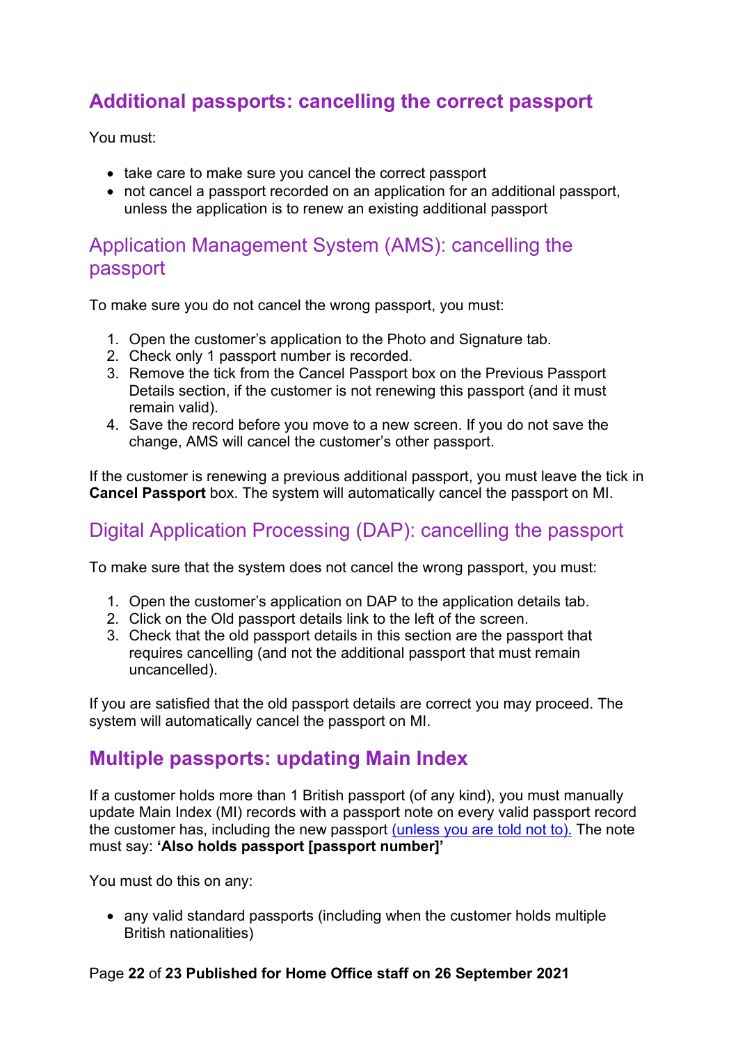## Additional passports: cancelling the correct passport

You must:

- take care to make sure you cancel the correct passport
- not cancel a passport recorded on an application for an additional passport, unless the application is to renew an existing additional passport

### Application Management System (AMS): cancelling the passport

To make sure you do not cancel the wrong passport, you must:

1. Open the customer's application to the Photo and Signature tab.
2. Check only 1 passport number is recorded.
3. Remove the tick from the Cancel Passport box on the Previous Passport Details section, if the customer is not renewing this passport (and it must remain valid).
4. Save the record before you move to a new screen. If you do not save the change, AMS will cancel the customer's other passport.

If the customer is renewing a previous additional passport, you must leave the tick in **Cancel Passport** box. The system will automatically cancel the passport on MI.

### Digital Application Processing (DAP): cancelling the passport

To make sure that the system does not cancel the wrong passport, you must:

1. Open the customer's application on DAP to the application details tab.
2. Click on the Old passport details link to the left of the screen.
3. Check that the old passport details in this section are the passport that requires cancelling (and not the additional passport that must remain uncancelled).

If you are satisfied that the old passport details are correct you may proceed. The system will automatically cancel the passport on MI.

## Multiple passports: updating Main Index

If a customer holds more than 1 British passport (of any kind), you must manually update Main Index (MI) records with a passport note on every valid passport record the customer has, including the new passport (unless you are told not to). The note must say: **'Also holds passport [passport number]'**

You must do this on any:

- any valid standard passports (including when the customer holds multiple British nationalities)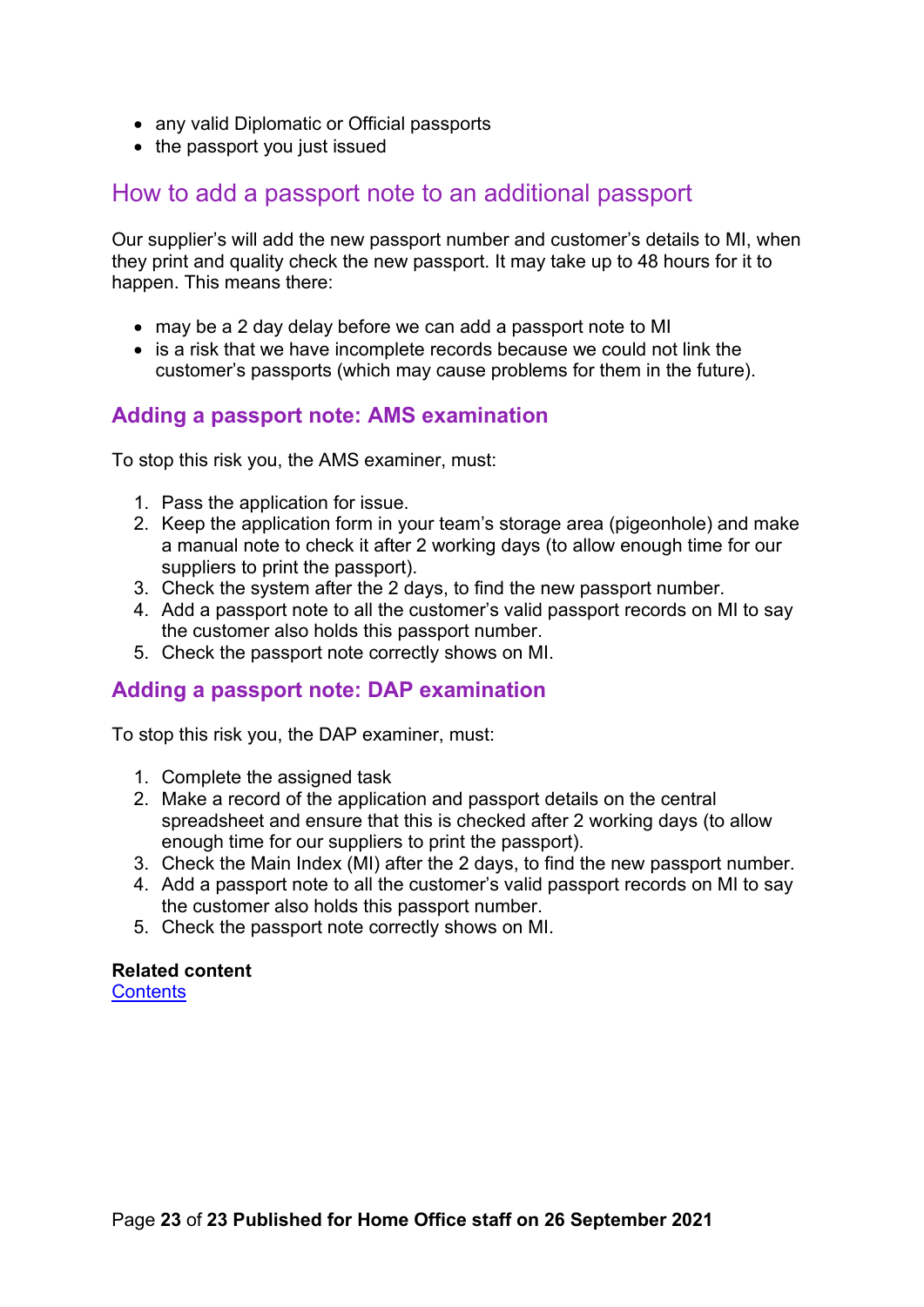- any valid Diplomatic or Official passports
- the passport you just issued

## How to add a passport note to an additional passport

Our supplier's will add the new passport number and customer's details to MI, when they print and quality check the new passport. It may take up to 48 hours for it to happen. This means there:

- may be a 2 day delay before we can add a passport note to MI
- is a risk that we have incomplete records because we could not link the customer's passports (which may cause problems for them in the future).

### Adding a passport note: AMS examination

To stop this risk you, the AMS examiner, must:

1. Pass the application for issue.
2. Keep the application form in your team's storage area (pigeonhole) and make a manual note to check it after 2 working days (to allow enough time for our suppliers to print the passport).
3. Check the system after the 2 days, to find the new passport number.
4. Add a passport note to all the customer's valid passport records on MI to say the customer also holds this passport number.
5. Check the passport note correctly shows on MI.

### Adding a passport note: DAP examination

To stop this risk you, the DAP examiner, must:

1. Complete the assigned task
2. Make a record of the application and passport details on the central spreadsheet and ensure that this is checked after 2 working days (to allow enough time for our suppliers to print the passport).
3. Check the Main Index (MI) after the 2 days, to find the new passport number.
4. Add a passport note to all the customer's valid passport records on MI to say the customer also holds this passport number.
5. Check the passport note correctly shows on MI.

**Related content**
[Contents]